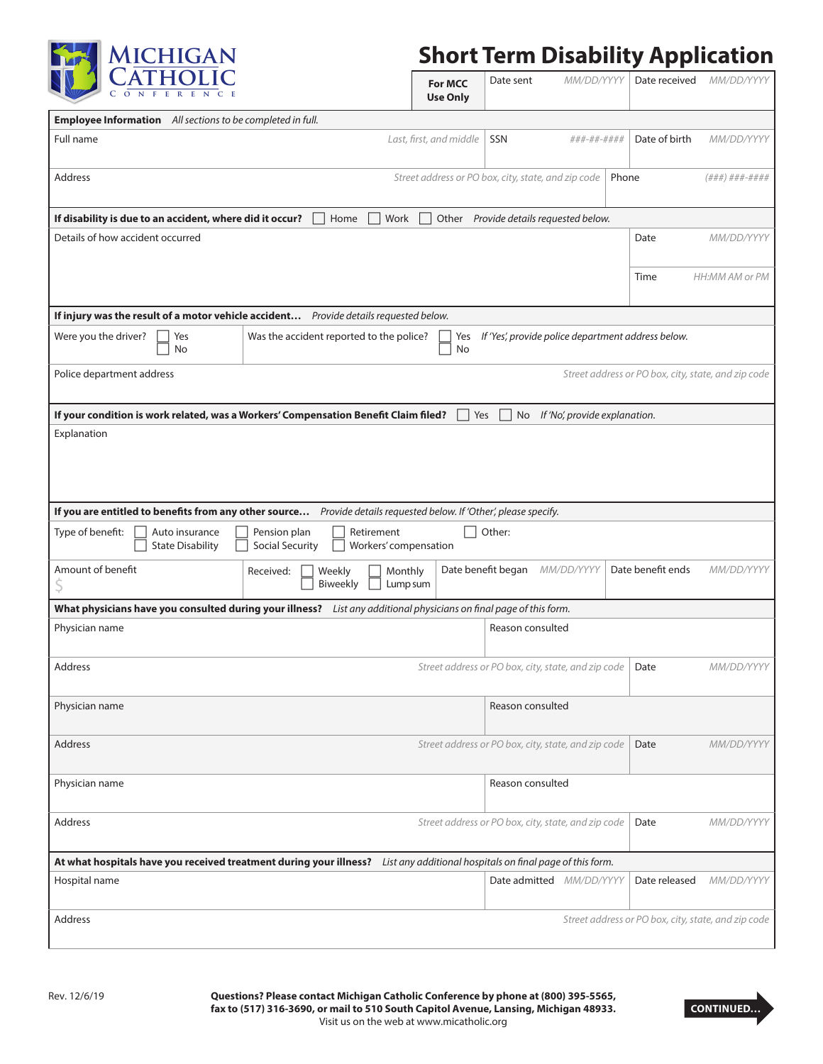MICHIGAN CATHOLIC CONFERENCE

# Short Term Disability Application

| For MCC Use Only | Date sent *MM/DD/YYYY* | Date received *MM/DD/YYYY* |
|---|---|---|

## Employee Information *All sections to be completed in full.*

| Full name *Last, first, and middle* | SSN *###-##-####* | Date of birth *MM/DD/YYYY* |
|---|---|---|
| Address *Street address or PO box, city, state, and zip code* | | Phone *(###) ###-####* |

**If disability is due to an accident, where did it occur?** ☐ Home ☐ Work ☐ Other *Provide details requested below.*

| Details of how accident occurred | Date *MM/DD/YYYY* |
|---|---|
| | Time *HH:MM AM or PM* |

**If injury was the result of a motor vehicle accident…** *Provide details requested below.*

| Were you the driver? ☐ Yes ☐ No | Was the accident reported to the police? ☐ Yes ☐ No *If 'Yes', provide police department address below.* |
|---|---|

Police department address *Street address or PO box, city, state, and zip code*

**If your condition is work related, was a Workers' Compensation Benefit Claim filed?** ☐ Yes ☐ No *If 'No', provide explanation.*

Explanation

**If you are entitled to benefits from any other source…** *Provide details requested below. If 'Other', please specify.*

Type of benefit: ☐ Auto insurance ☐ State Disability ☐ Pension plan ☐ Social Security ☐ Retirement ☐ Workers' compensation ☐ Other:

| Amount of benefit $ | Received: ☐ Weekly ☐ Biweekly ☐ Monthly ☐ Lump sum | Date benefit began *MM/DD/YYYY* | Date benefit ends *MM/DD/YYYY* |
|---|---|---|---|

**What physicians have you consulted during your illness?** *List any additional physicians on final page of this form.*

| Physician name | Reason consulted |
|---|---|
| Address *Street address or PO box, city, state, and zip code* | Date *MM/DD/YYYY* |
| Physician name | Reason consulted |
| Address *Street address or PO box, city, state, and zip code* | Date *MM/DD/YYYY* |
| Physician name | Reason consulted |
| Address *Street address or PO box, city, state, and zip code* | Date *MM/DD/YYYY* |

**At what hospitals have you received treatment during your illness?** *List any additional hospitals on final page of this form.*

| Hospital name | Date admitted *MM/DD/YYYY* | Date released *MM/DD/YYYY* |
|---|---|---|
| Address *Street address or PO box, city, state, and zip code* | | |

Rev. 12/6/19

**Questions? Please contact Michigan Catholic Conference by phone at (800) 395-5565, fax to (517) 316-3690, or mail to 510 South Capitol Avenue, Lansing, Michigan 48933.**
Visit us on the web at www.micatholic.org

**CONTINUED…**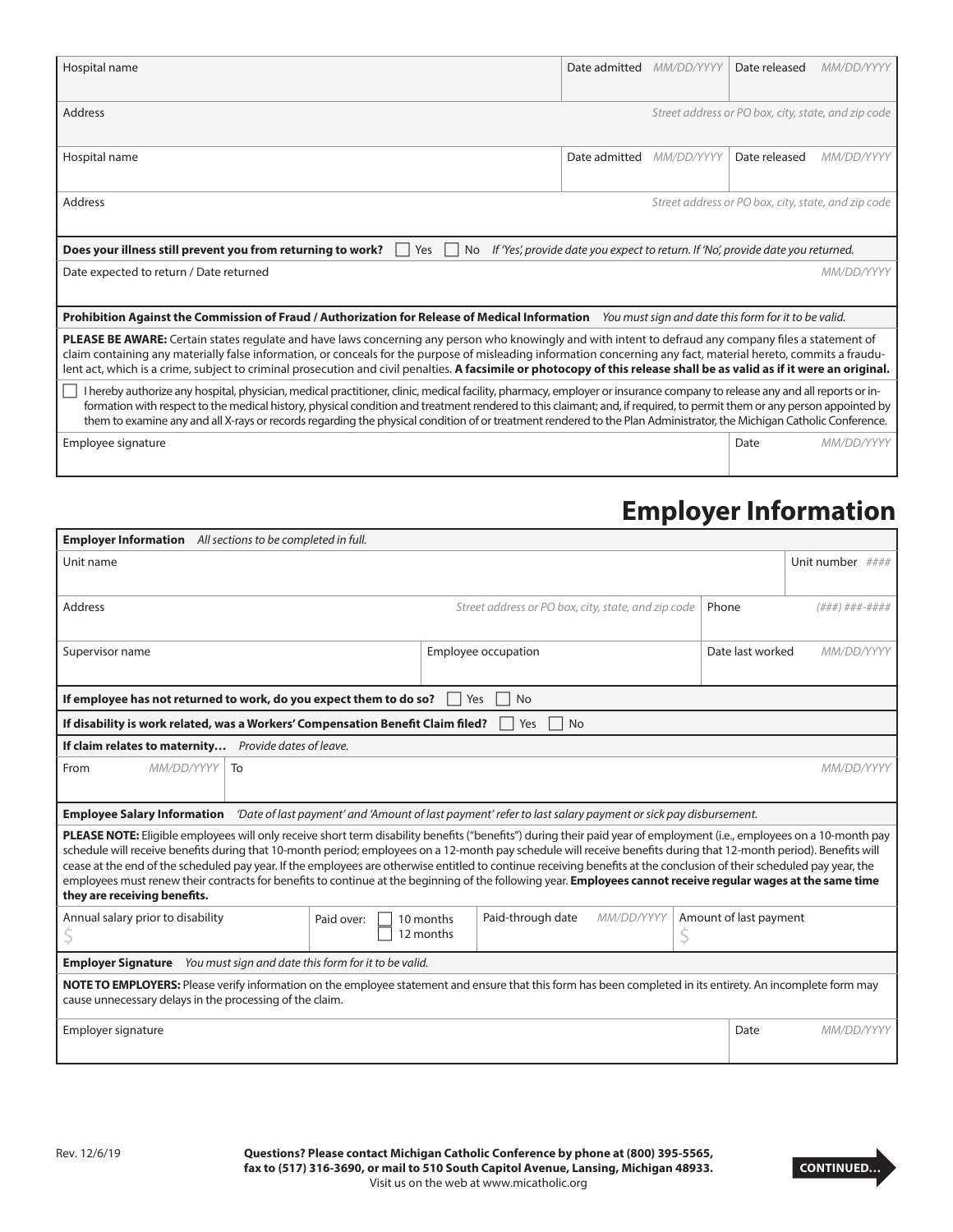| Hospital name | Date admitted *MM/DD/YYYY* | Date released *MM/DD/YYYY* |
|---|---|---|
| Address *Street address or PO box, city, state, and zip code* | | |
| Hospital name | Date admitted *MM/DD/YYYY* | Date released *MM/DD/YYYY* |
| Address *Street address or PO box, city, state, and zip code* | | |

**Does your illness still prevent you from returning to work?** ☐ Yes ☐ No *If 'Yes', provide date you expect to return. If 'No', provide date you returned.*

Date expected to return / Date returned *MM/DD/YYYY*

**Prohibition Against the Commission of Fraud / Authorization for Release of Medical Information** *You must sign and date this form for it to be valid.*

**PLEASE BE AWARE:** Certain states regulate and have laws concerning any person who knowingly and with intent to defraud any company files a statement of claim containing any materially false information, or conceals for the purpose of misleading information concerning any fact, material hereto, commits a fraudulent act, which is a crime, subject to criminal prosecution and civil penalties. **A facsimile or photocopy of this release shall be as valid as if it were an original.**

☐ I hereby authorize any hospital, physician, medical practitioner, clinic, medical facility, pharmacy, employer or insurance company to release any and all reports or information with respect to the medical history, physical condition and treatment rendered to this claimant; and, if required, to permit them or any person appointed by them to examine any and all X-rays or records regarding the physical condition of or treatment rendered to the Plan Administrator, the Michigan Catholic Conference.

| Employee signature | Date *MM/DD/YYYY* |
|---|---|

# Employer Information

**Employer Information** *All sections to be completed in full.*

| Unit name | | Unit number *####* |
|---|---|---|
| Address *Street address or PO box, city, state, and zip code* | | Phone *(###) ###-####* |
| Supervisor name | Employee occupation | Date last worked *MM/DD/YYYY* |

**If employee has not returned to work, do you expect them to do so?** ☐ Yes ☐ No

**If disability is work related, was a Workers' Compensation Benefit Claim filed?** ☐ Yes ☐ No

**If claim relates to maternity…** *Provide dates of leave.*

| From *MM/DD/YYYY* | To *MM/DD/YYYY* |
|---|---|

**Employee Salary Information** *'Date of last payment' and 'Amount of last payment' refer to last salary payment or sick pay disbursement.*

**PLEASE NOTE:** Eligible employees will only receive short term disability benefits ("benefits") during their paid year of employment (i.e., employees on a 10-month pay schedule will receive benefits during that 10-month period; employees on a 12-month pay schedule will receive benefits during that 12-month period). Benefits will cease at the end of the scheduled pay year. If the employees are otherwise entitled to continue receiving benefits at the conclusion of their scheduled pay year, the employees must renew their contracts for benefits to continue at the beginning of the following year. **Employees cannot receive regular wages at the same time they are receiving benefits.**

| Annual salary prior to disability | Paid over: | Paid-through date *MM/DD/YYYY* | Amount of last payment |
|---|---|---|---|
| $ | ☐ 10 months ☐ 12 months | | $ |

**Employer Signature** *You must sign and date this form for it to be valid.*

**NOTE TO EMPLOYERS:** Please verify information on the employee statement and ensure that this form has been completed in its entirety. An incomplete form may cause unnecessary delays in the processing of the claim.

| Employer signature | Date *MM/DD/YYYY* |
|---|---|

Rev. 12/6/19

**Questions? Please contact Michigan Catholic Conference by phone at (800) 395-5565, fax to (517) 316-3690, or mail to 510 South Capitol Avenue, Lansing, Michigan 48933.**
Visit us on the web at www.micatholic.org

**CONTINUED…**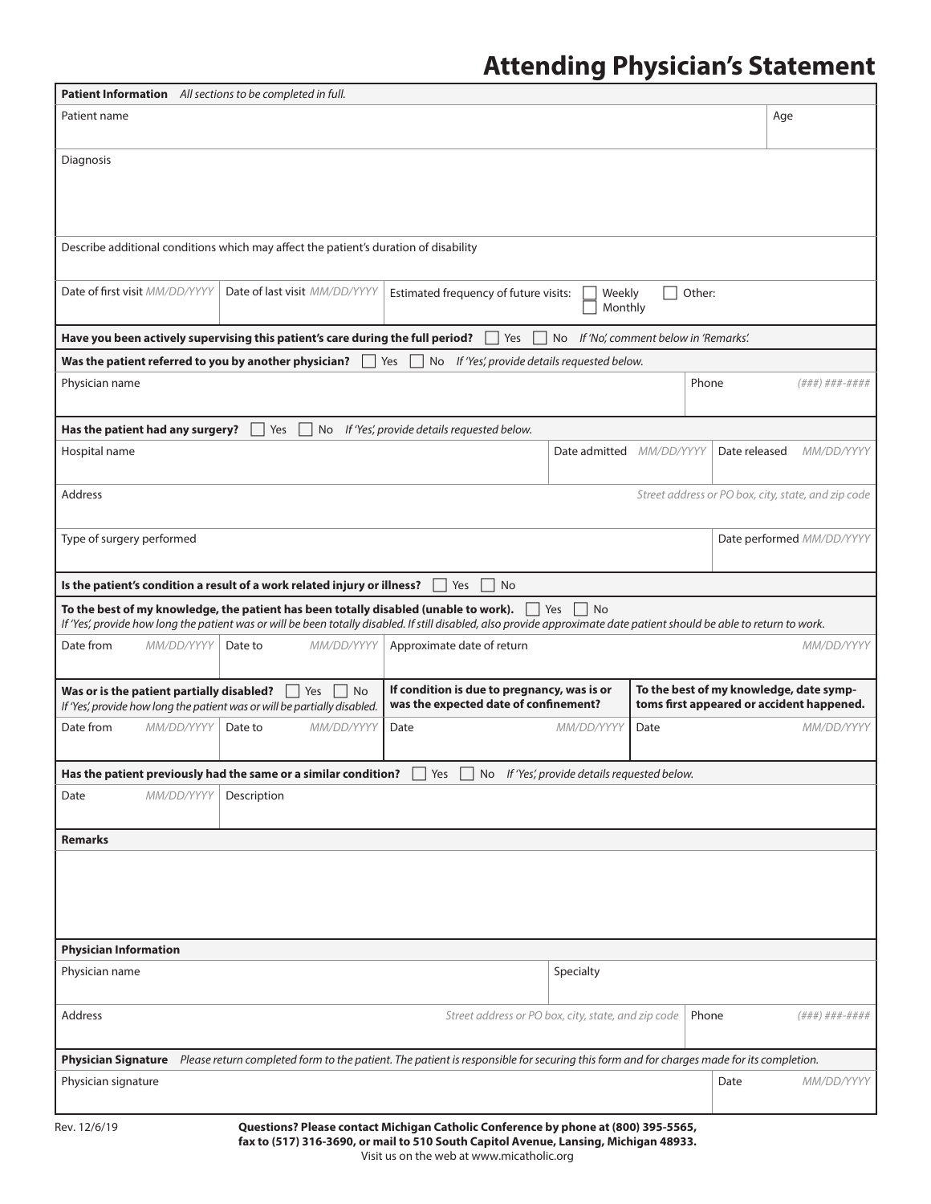# Attending Physician's Statement

**Patient Information** *All sections to be completed in full.*

| | |
|---|---|
| Patient name | Age |

Diagnosis

Describe additional conditions which may affect the patient's duration of disability

| | | |
|---|---|---|
| Date of first visit *MM/DD/YYYY* | Date of last visit *MM/DD/YYYY* | Estimated frequency of future visits: ☐ Weekly ☐ Monthly ☐ Other: |

**Have you been actively supervising this patient's care during the full period?** ☐ Yes ☐ No *If 'No', comment below in 'Remarks'.*

**Was the patient referred to you by another physician?** ☐ Yes ☐ No *If 'Yes', provide details requested below.*

| | |
|---|---|
| Physician name | Phone *(###) ###-####* |

**Has the patient had any surgery?** ☐ Yes ☐ No *If 'Yes', provide details requested below.*

| | | |
|---|---|---|
| Hospital name | Date admitted *MM/DD/YYYY* | Date released *MM/DD/YYYY* |

Address *Street address or PO box, city, state, and zip code*

| | |
|---|---|
| Type of surgery performed | Date performed *MM/DD/YYYY* |

**Is the patient's condition a result of a work related injury or illness?** ☐ Yes ☐ No

**To the best of my knowledge, the patient has been totally disabled (unable to work).** ☐ Yes ☐ No
*If 'Yes', provide how long the patient was or will be been totally disabled. If still disabled, also provide approximate date patient should be able to return to work.*

| | | |
|---|---|---|
| Date from *MM/DD/YYYY* | Date to *MM/DD/YYYY* | Approximate date of return *MM/DD/YYYY* |

| | | | |
|---|---|---|---|
| **Was or is the patient partially disabled?** ☐ Yes ☐ No *If 'Yes', provide how long the patient was or will be partially disabled.* | | **If condition is due to pregnancy, was is or was the expected date of confinement?** | **To the best of my knowledge, date symptoms first appeared or accident happened.** |
| Date from *MM/DD/YYYY* | Date to *MM/DD/YYYY* | Date *MM/DD/YYYY* | Date *MM/DD/YYYY* |

**Has the patient previously had the same or a similar condition?** ☐ Yes ☐ No *If 'Yes', provide details requested below.*

| | |
|---|---|
| Date *MM/DD/YYYY* | Description |

**Remarks**

**Physician Information**

| | |
|---|---|
| Physician name | Specialty |
| Address *Street address or PO box, city, state, and zip code* | Phone *(###) ###-####* |

**Physician Signature** *Please return completed form to the patient. The patient is responsible for securing this form and for charges made for its completion.*

| | |
|---|---|
| Physician signature | Date *MM/DD/YYYY* |

Rev. 12/6/19

**Questions? Please contact Michigan Catholic Conference by phone at (800) 395-5565, fax to (517) 316-3690, or mail to 510 South Capitol Avenue, Lansing, Michigan 48933.**
Visit us on the web at www.micatholic.org